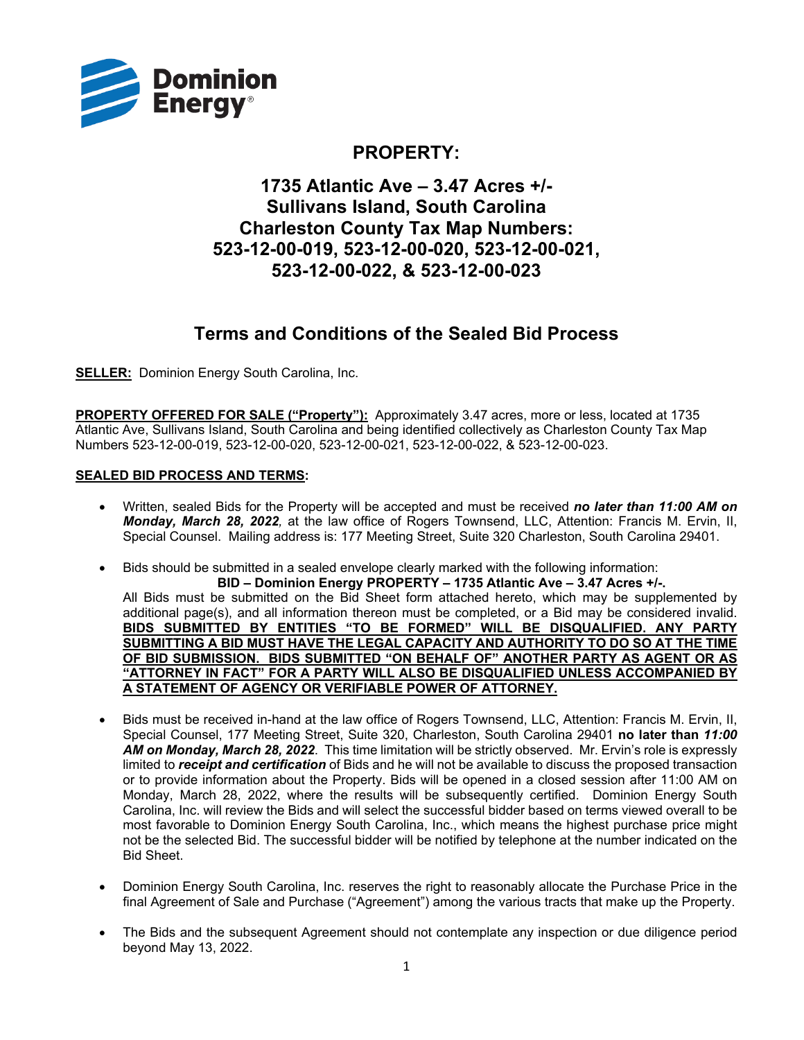# PROPERTY:

## 1735 Atlantic Ave – 3.47 Acres +/-
## Sullivans Island, South Carolina
## Charleston County Tax Map Numbers:
## 523-12-00-019, 523-12-00-020, 523-12-00-021, 523-12-00-022, & 523-12-00-023

## Terms and Conditions of the Sealed Bid Process

**SELLER:** Dominion Energy South Carolina, Inc.

**PROPERTY OFFERED FOR SALE ("Property"):** Approximately 3.47 acres, more or less, located at 1735 Atlantic Ave, Sullivans Island, South Carolina and being identified collectively as Charleston County Tax Map Numbers 523-12-00-019, 523-12-00-020, 523-12-00-021, 523-12-00-022, & 523-12-00-023.

**SEALED BID PROCESS AND TERMS:**

- Written, sealed Bids for the Property will be accepted and must be received ***no later than 11:00 AM on Monday, March 28, 2022***, at the law office of Rogers Townsend, LLC, Attention: Francis M. Ervin, II, Special Counsel. Mailing address is: 177 Meeting Street, Suite 320 Charleston, South Carolina 29401.

- Bids should be submitted in a sealed envelope clearly marked with the following information:

  **BID – Dominion Energy PROPERTY – 1735 Atlantic Ave – 3.47 Acres +/-.**

  All Bids must be submitted on the Bid Sheet form attached hereto, which may be supplemented by additional page(s), and all information thereon must be completed, or a Bid may be considered invalid. **BIDS SUBMITTED BY ENTITIES "TO BE FORMED" WILL BE DISQUALIFIED. ANY PARTY SUBMITTING A BID MUST HAVE THE LEGAL CAPACITY AND AUTHORITY TO DO SO AT THE TIME OF BID SUBMISSION. BIDS SUBMITTED "ON BEHALF OF" ANOTHER PARTY AS AGENT OR AS "ATTORNEY IN FACT" FOR A PARTY WILL ALSO BE DISQUALIFIED UNLESS ACCOMPANIED BY A STATEMENT OF AGENCY OR VERIFIABLE POWER OF ATTORNEY.**

- Bids must be received in-hand at the law office of Rogers Townsend, LLC, Attention: Francis M. Ervin, II, Special Counsel, 177 Meeting Street, Suite 320, Charleston, South Carolina 29401 **no later than *11:00 AM on Monday, March 28, 2022***. This time limitation will be strictly observed. Mr. Ervin's role is expressly limited to ***receipt and certification*** of Bids and he will not be available to discuss the proposed transaction or to provide information about the Property. Bids will be opened in a closed session after 11:00 AM on Monday, March 28, 2022, where the results will be subsequently certified. Dominion Energy South Carolina, Inc. will review the Bids and will select the successful bidder based on terms viewed overall to be most favorable to Dominion Energy South Carolina, Inc., which means the highest purchase price might not be the selected Bid. The successful bidder will be notified by telephone at the number indicated on the Bid Sheet.

- Dominion Energy South Carolina, Inc. reserves the right to reasonably allocate the Purchase Price in the final Agreement of Sale and Purchase ("Agreement") among the various tracts that make up the Property.

- The Bids and the subsequent Agreement should not contemplate any inspection or due diligence period beyond May 13, 2022.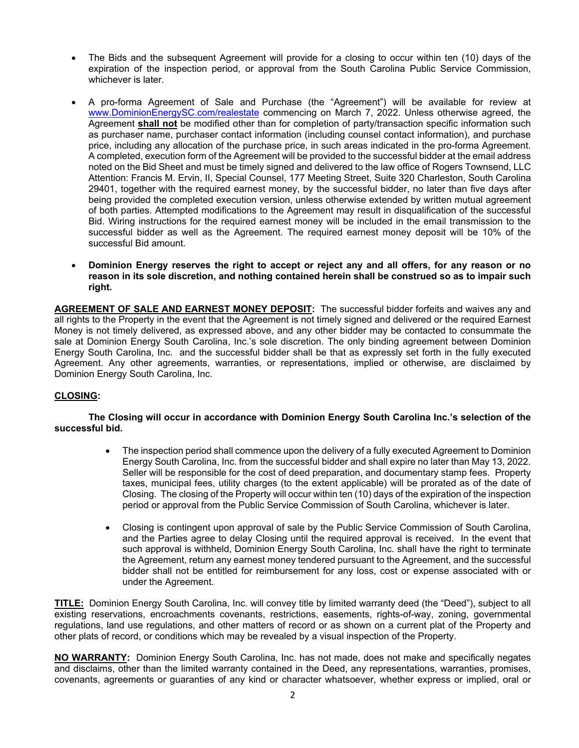- The Bids and the subsequent Agreement will provide for a closing to occur within ten (10) days of the expiration of the inspection period, or approval from the South Carolina Public Service Commission, whichever is later.

- A pro-forma Agreement of Sale and Purchase (the "Agreement") will be available for review at www.DominionEnergySC.com/realestate commencing on March 7, 2022. Unless otherwise agreed, the Agreement **shall not** be modified other than for completion of party/transaction specific information such as purchaser name, purchaser contact information (including counsel contact information), and purchase price, including any allocation of the purchase price, in such areas indicated in the pro-forma Agreement. A completed, execution form of the Agreement will be provided to the successful bidder at the email address noted on the Bid Sheet and must be timely signed and delivered to the law office of Rogers Townsend, LLC Attention: Francis M. Ervin, II, Special Counsel, 177 Meeting Street, Suite 320 Charleston, South Carolina 29401, together with the required earnest money, by the successful bidder, no later than five days after being provided the completed execution version, unless otherwise extended by written mutual agreement of both parties. Attempted modifications to the Agreement may result in disqualification of the successful Bid. Wiring instructions for the required earnest money will be included in the email transmission to the successful bidder as well as the Agreement. The required earnest money deposit will be 10% of the successful Bid amount.

- **Dominion Energy reserves the right to accept or reject any and all offers, for any reason or no reason in its sole discretion, and nothing contained herein shall be construed so as to impair such right.**

**AGREEMENT OF SALE AND EARNEST MONEY DEPOSIT:** The successful bidder forfeits and waives any and all rights to the Property in the event that the Agreement is not timely signed and delivered or the required Earnest Money is not timely delivered, as expressed above, and any other bidder may be contacted to consummate the sale at Dominion Energy South Carolina, Inc.'s sole discretion. The only binding agreement between Dominion Energy South Carolina, Inc. and the successful bidder shall be that as expressly set forth in the fully executed Agreement. Any other agreements, warranties, or representations, implied or otherwise, are disclaimed by Dominion Energy South Carolina, Inc.

**CLOSING:**

**The Closing will occur in accordance with Dominion Energy South Carolina Inc.'s selection of the successful bid.**

- The inspection period shall commence upon the delivery of a fully executed Agreement to Dominion Energy South Carolina, Inc. from the successful bidder and shall expire no later than May 13, 2022. Seller will be responsible for the cost of deed preparation, and documentary stamp fees. Property taxes, municipal fees, utility charges (to the extent applicable) will be prorated as of the date of Closing. The closing of the Property will occur within ten (10) days of the expiration of the inspection period or approval from the Public Service Commission of South Carolina, whichever is later.

- Closing is contingent upon approval of sale by the Public Service Commission of South Carolina, and the Parties agree to delay Closing until the required approval is received. In the event that such approval is withheld, Dominion Energy South Carolina, Inc. shall have the right to terminate the Agreement, return any earnest money tendered pursuant to the Agreement, and the successful bidder shall not be entitled for reimbursement for any loss, cost or expense associated with or under the Agreement.

**TITLE:** Dominion Energy South Carolina, Inc. will convey title by limited warranty deed (the "Deed"), subject to all existing reservations, encroachments covenants, restrictions, easements, rights-of-way, zoning, governmental regulations, land use regulations, and other matters of record or as shown on a current plat of the Property and other plats of record, or conditions which may be revealed by a visual inspection of the Property.

**NO WARRANTY:** Dominion Energy South Carolina, Inc. has not made, does not make and specifically negates and disclaims, other than the limited warranty contained in the Deed, any representations, warranties, promises, covenants, agreements or guaranties of any kind or character whatsoever, whether express or implied, oral or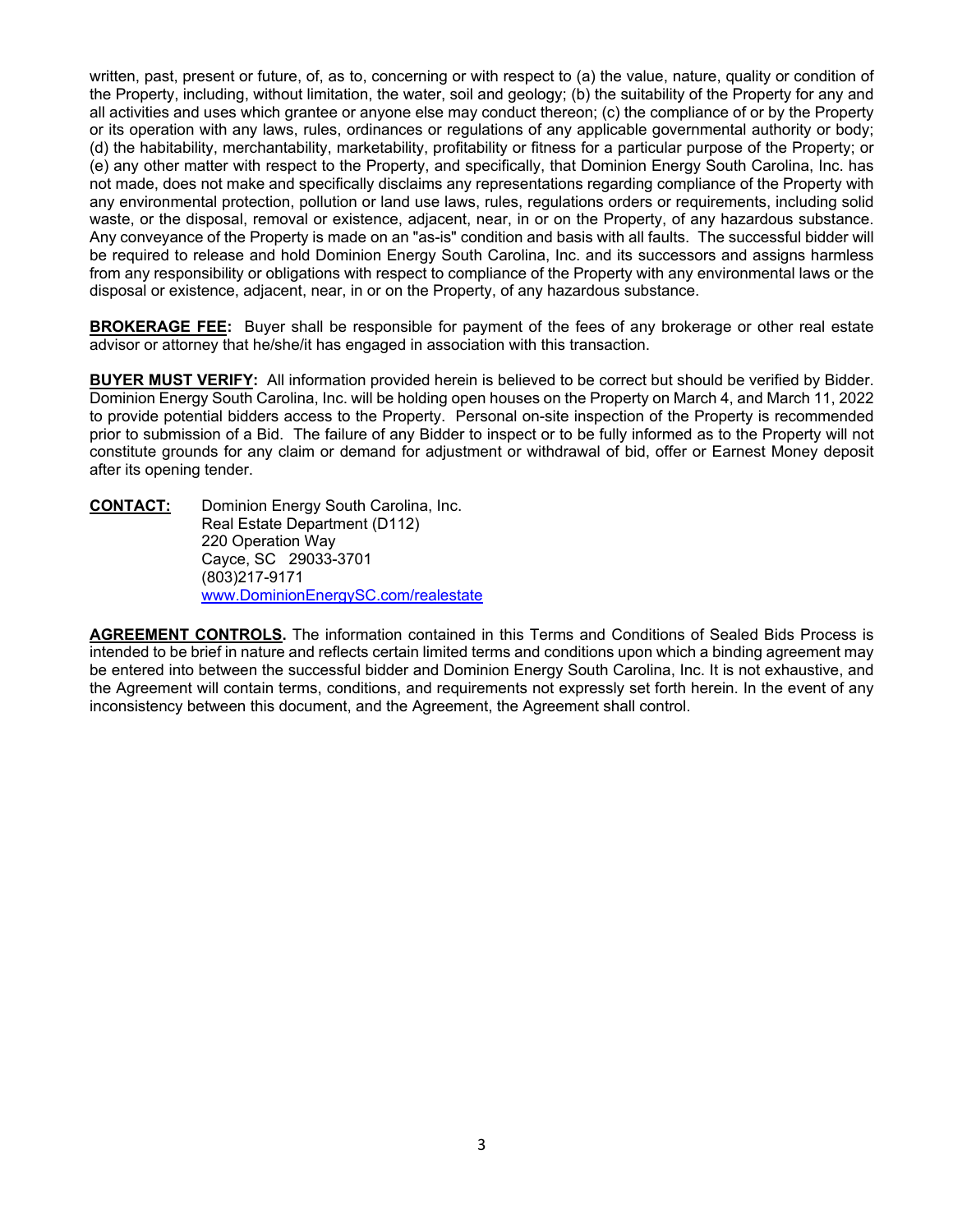written, past, present or future, of, as to, concerning or with respect to (a) the value, nature, quality or condition of the Property, including, without limitation, the water, soil and geology; (b) the suitability of the Property for any and all activities and uses which grantee or anyone else may conduct thereon; (c) the compliance of or by the Property or its operation with any laws, rules, ordinances or regulations of any applicable governmental authority or body; (d) the habitability, merchantability, marketability, profitability or fitness for a particular purpose of the Property; or (e) any other matter with respect to the Property, and specifically, that Dominion Energy South Carolina, Inc. has not made, does not make and specifically disclaims any representations regarding compliance of the Property with any environmental protection, pollution or land use laws, rules, regulations orders or requirements, including solid waste, or the disposal, removal or existence, adjacent, near, in or on the Property, of any hazardous substance. Any conveyance of the Property is made on an "as-is" condition and basis with all faults. The successful bidder will be required to release and hold Dominion Energy South Carolina, Inc. and its successors and assigns harmless from any responsibility or obligations with respect to compliance of the Property with any environmental laws or the disposal or existence, adjacent, near, in or on the Property, of any hazardous substance.

**BROKERAGE FEE:** Buyer shall be responsible for payment of the fees of any brokerage or other real estate advisor or attorney that he/she/it has engaged in association with this transaction.

**BUYER MUST VERIFY:** All information provided herein is believed to be correct but should be verified by Bidder. Dominion Energy South Carolina, Inc. will be holding open houses on the Property on March 4, and March 11, 2022 to provide potential bidders access to the Property. Personal on-site inspection of the Property is recommended prior to submission of a Bid. The failure of any Bidder to inspect or to be fully informed as to the Property will not constitute grounds for any claim or demand for adjustment or withdrawal of bid, offer or Earnest Money deposit after its opening tender.

**CONTACT:** Dominion Energy South Carolina, Inc.
Real Estate Department (D112)
220 Operation Way
Cayce, SC 29033-3701
(803)217-9171
www.DominionEnergySC.com/realestate

**AGREEMENT CONTROLS.** The information contained in this Terms and Conditions of Sealed Bids Process is intended to be brief in nature and reflects certain limited terms and conditions upon which a binding agreement may be entered into between the successful bidder and Dominion Energy South Carolina, Inc. It is not exhaustive, and the Agreement will contain terms, conditions, and requirements not expressly set forth herein. In the event of any inconsistency between this document, and the Agreement, the Agreement shall control.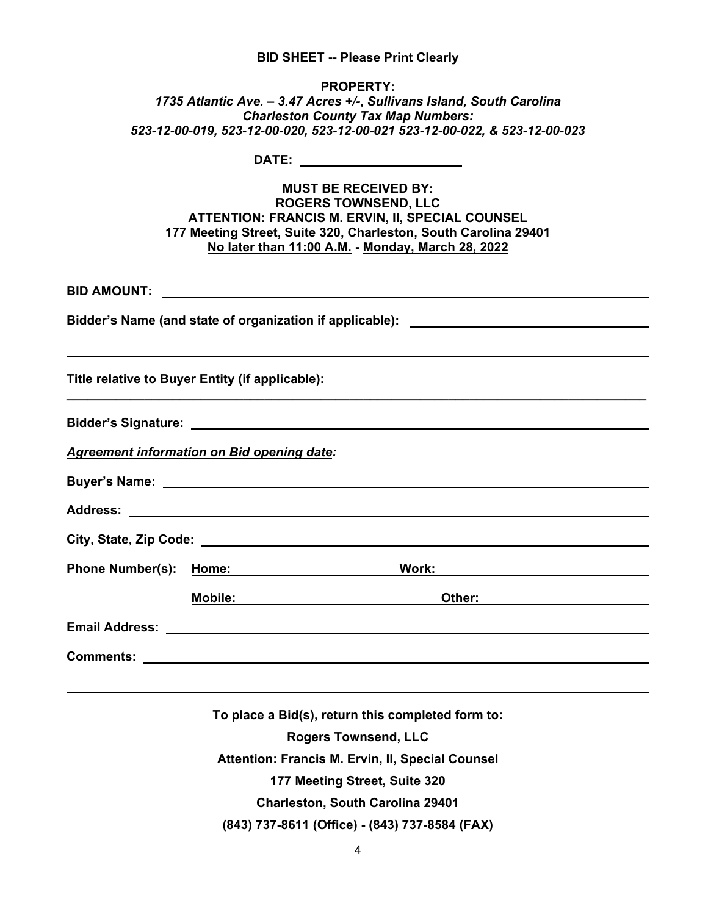**BID SHEET -- Please Print Clearly**

**PROPERTY:**
***1735 Atlantic Ave. – 3.47 Acres +/-, Sullivans Island, South Carolina***
***Charleston County Tax Map Numbers:***
***523-12-00-019, 523-12-00-020, 523-12-00-021 523-12-00-022, & 523-12-00-023***

**DATE:** ______________________

**MUST BE RECEIVED BY:**
**ROGERS TOWNSEND, LLC**
**ATTENTION: FRANCIS M. ERVIN, II, SPECIAL COUNSEL**
**177 Meeting Street, Suite 320, Charleston, South Carolina 29401**
**No later than 11:00 A.M. - Monday, March 28, 2022**

**BID AMOUNT:** ______________________________________________

**Bidder's Name (and state of organization if applicable):** ______________________________

______________________________________________________________

**Title relative to Buyer Entity (if applicable):**
______________________________________________________________

**Bidder's Signature:** ______________________________________________

***Agreement information on Bid opening date:***

**Buyer's Name:** ______________________________________________

**Address:** ______________________________________________

**City, State, Zip Code:** ______________________________________________

**Phone Number(s):** **Home:** ____________________ **Work:** ____________________

**Mobile:** ____________________ **Other:** ____________________

**Email Address:** ______________________________________________

**Comments:** ______________________________________________

______________________________________________________________

**To place a Bid(s), return this completed form to:**

**Rogers Townsend, LLC**

**Attention: Francis M. Ervin, II, Special Counsel**

**177 Meeting Street, Suite 320**

**Charleston, South Carolina 29401**

**(843) 737-8611 (Office) - (843) 737-8584 (FAX)**